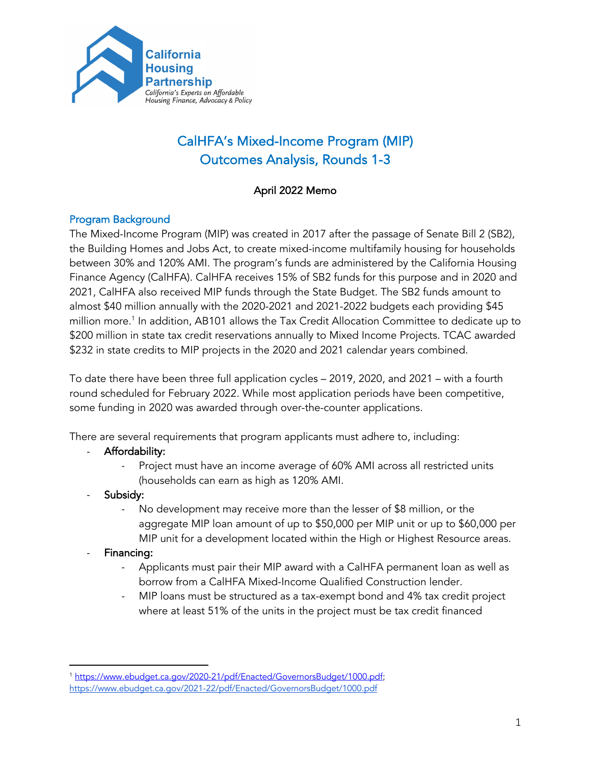California Housing Partnership
*California's Experts on Affordable Housing Finance, Advocacy & Policy*

# CalHFA's Mixed-Income Program (MIP) Outcomes Analysis, Rounds 1-3

### April 2022 Memo

## Program Background

The Mixed-Income Program (MIP) was created in 2017 after the passage of Senate Bill 2 (SB2), the Building Homes and Jobs Act, to create mixed-income multifamily housing for households between 30% and 120% AMI. The program's funds are administered by the California Housing Finance Agency (CalHFA). CalHFA receives 15% of SB2 funds for this purpose and in 2020 and 2021, CalHFA also received MIP funds through the State Budget. The SB2 funds amount to almost $40 million annually with the 2020-2021 and 2021-2022 budgets each providing $45 million more.[1] In addition, AB101 allows the Tax Credit Allocation Committee to dedicate up to $200 million in state tax credit reservations annually to Mixed Income Projects. TCAC awarded $232 in state credits to MIP projects in the 2020 and 2021 calendar years combined.

To date there have been three full application cycles – 2019, 2020, and 2021 – with a fourth round scheduled for February 2022. While most application periods have been competitive, some funding in 2020 was awarded through over-the-counter applications.

There are several requirements that program applicants must adhere to, including:

- Affordability:
  - Project must have an income average of 60% AMI across all restricted units (households can earn as high as 120% AMI.
- Subsidy:
  - No development may receive more than the lesser of $8 million, or the aggregate MIP loan amount of up to $50,000 per MIP unit or up to $60,000 per MIP unit for a development located within the High or Highest Resource areas.
- Financing:
  - Applicants must pair their MIP award with a CalHFA permanent loan as well as borrow from a CalHFA Mixed-Income Qualified Construction lender.
  - MIP loans must be structured as a tax-exempt bond and 4% tax credit project where at least 51% of the units in the project must be tax credit financed

---

[1] https://www.ebudget.ca.gov/2020-21/pdf/Enacted/GovernorsBudget/1000.pdf; https://www.ebudget.ca.gov/2021-22/pdf/Enacted/GovernorsBudget/1000.pdf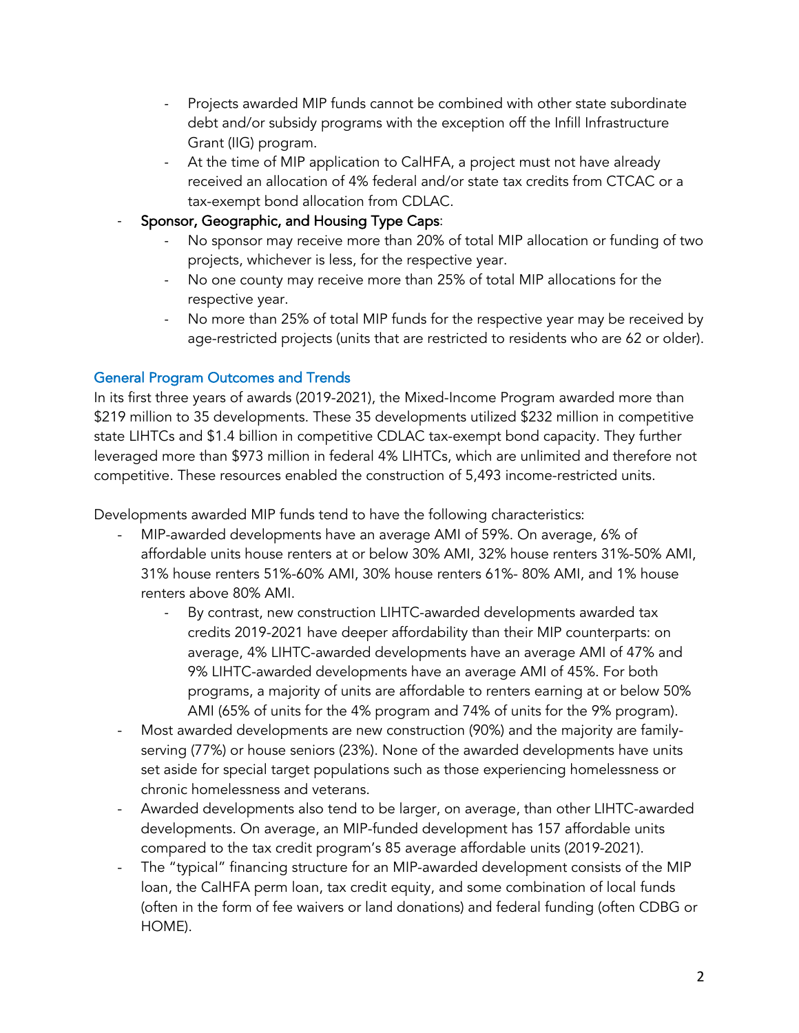- Projects awarded MIP funds cannot be combined with other state subordinate debt and/or subsidy programs with the exception off the Infill Infrastructure Grant (IIG) program.
- At the time of MIP application to CalHFA, a project must not have already received an allocation of 4% federal and/or state tax credits from CTCAC or a tax-exempt bond allocation from CDLAC.

- Sponsor, Geographic, and Housing Type Caps:
  - No sponsor may receive more than 20% of total MIP allocation or funding of two projects, whichever is less, for the respective year.
  - No one county may receive more than 25% of total MIP allocations for the respective year.
  - No more than 25% of total MIP funds for the respective year may be received by age-restricted projects (units that are restricted to residents who are 62 or older).

### General Program Outcomes and Trends

In its first three years of awards (2019-2021), the Mixed-Income Program awarded more than $219 million to 35 developments. These 35 developments utilized $232 million in competitive state LIHTCs and $1.4 billion in competitive CDLAC tax-exempt bond capacity. They further leveraged more than $973 million in federal 4% LIHTCs, which are unlimited and therefore not competitive. These resources enabled the construction of 5,493 income-restricted units.

Developments awarded MIP funds tend to have the following characteristics:

- MIP-awarded developments have an average AMI of 59%. On average, 6% of affordable units house renters at or below 30% AMI, 32% house renters 31%-50% AMI, 31% house renters 51%-60% AMI, 30% house renters 61%- 80% AMI, and 1% house renters above 80% AMI.
  - By contrast, new construction LIHTC-awarded developments awarded tax credits 2019-2021 have deeper affordability than their MIP counterparts: on average, 4% LIHTC-awarded developments have an average AMI of 47% and 9% LIHTC-awarded developments have an average AMI of 45%. For both programs, a majority of units are affordable to renters earning at or below 50% AMI (65% of units for the 4% program and 74% of units for the 9% program).
- Most awarded developments are new construction (90%) and the majority are family-serving (77%) or house seniors (23%). None of the awarded developments have units set aside for special target populations such as those experiencing homelessness or chronic homelessness and veterans.
- Awarded developments also tend to be larger, on average, than other LIHTC-awarded developments. On average, an MIP-funded development has 157 affordable units compared to the tax credit program's 85 average affordable units (2019-2021).
- The "typical" financing structure for an MIP-awarded development consists of the MIP loan, the CalHFA perm loan, tax credit equity, and some combination of local funds (often in the form of fee waivers or land donations) and federal funding (often CDBG or HOME).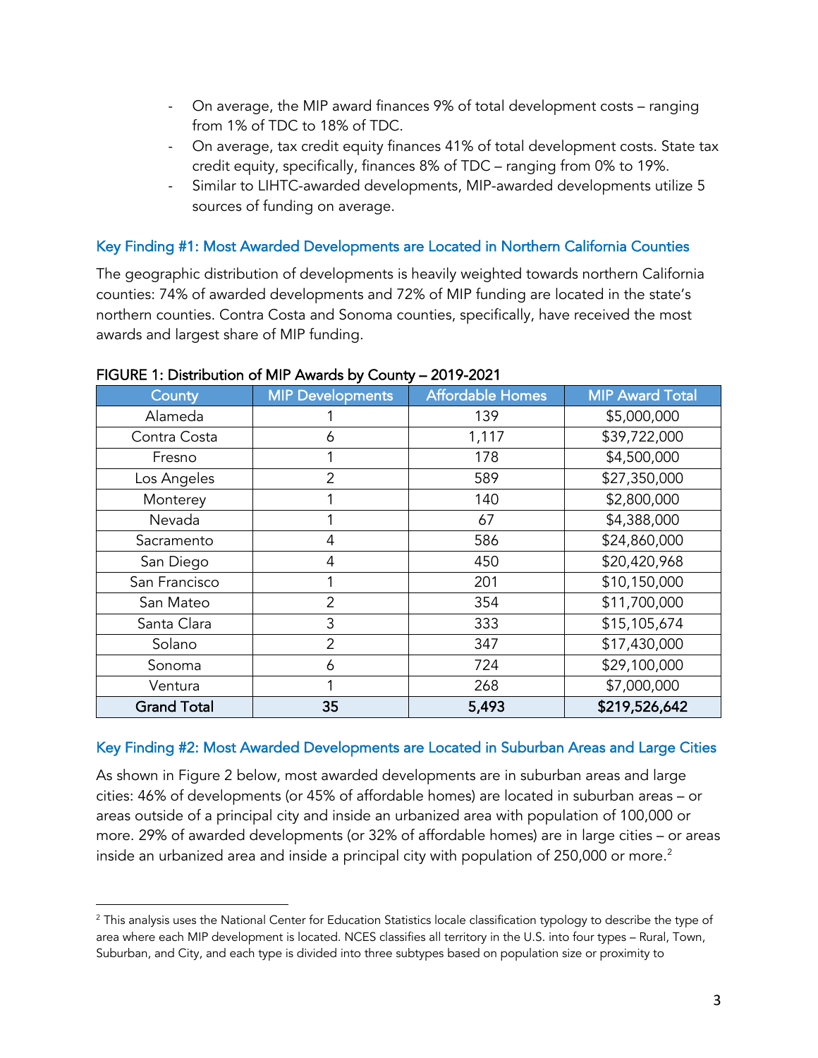- On average, the MIP award finances 9% of total development costs – ranging from 1% of TDC to 18% of TDC.
- On average, tax credit equity finances 41% of total development costs. State tax credit equity, specifically, finances 8% of TDC – ranging from 0% to 19%.
- Similar to LIHTC-awarded developments, MIP-awarded developments utilize 5 sources of funding on average.

## Key Finding #1: Most Awarded Developments are Located in Northern California Counties

The geographic distribution of developments is heavily weighted towards northern California counties: 74% of awarded developments and 72% of MIP funding are located in the state's northern counties. Contra Costa and Sonoma counties, specifically, have received the most awards and largest share of MIP funding.

**FIGURE 1: Distribution of MIP Awards by County – 2019-2021**

| County | MIP Developments | Affordable Homes | MIP Award Total |
|---|---|---|---|
| Alameda | 1 | 139 | $5,000,000 |
| Contra Costa | 6 | 1,117 | $39,722,000 |
| Fresno | 1 | 178 | $4,500,000 |
| Los Angeles | 2 | 589 | $27,350,000 |
| Monterey | 1 | 140 | $2,800,000 |
| Nevada | 1 | 67 | $4,388,000 |
| Sacramento | 4 | 586 | $24,860,000 |
| San Diego | 4 | 450 | $20,420,968 |
| San Francisco | 1 | 201 | $10,150,000 |
| San Mateo | 2 | 354 | $11,700,000 |
| Santa Clara | 3 | 333 | $15,105,674 |
| Solano | 2 | 347 | $17,430,000 |
| Sonoma | 6 | 724 | $29,100,000 |
| Ventura | 1 | 268 | $7,000,000 |
| **Grand Total** | **35** | **5,493** | **$219,526,642** |

## Key Finding #2: Most Awarded Developments are Located in Suburban Areas and Large Cities

As shown in Figure 2 below, most awarded developments are in suburban areas and large cities: 46% of developments (or 45% of affordable homes) are located in suburban areas – or areas outside of a principal city and inside an urbanized area with population of 100,000 or more. 29% of awarded developments (or 32% of affordable homes) are in large cities – or areas inside an urbanized area and inside a principal city with population of 250,000 or more.[2]

[2] This analysis uses the National Center for Education Statistics locale classification typology to describe the type of area where each MIP development is located. NCES classifies all territory in the U.S. into four types – Rural, Town, Suburban, and City, and each type is divided into three subtypes based on population size or proximity to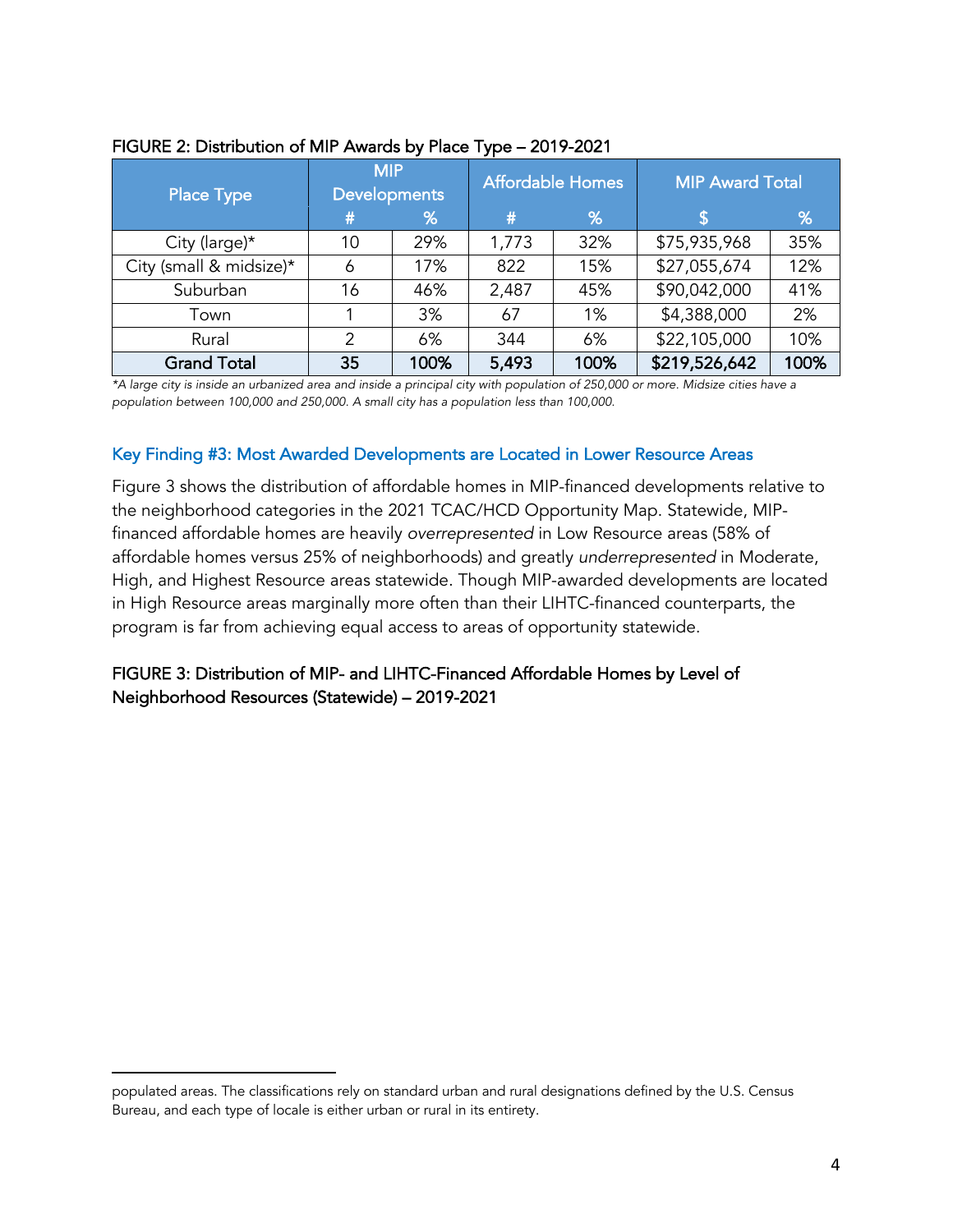FIGURE 2: Distribution of MIP Awards by Place Type – 2019-2021

| Place Type | MIP Developments | | Affordable Homes | | MIP Award Total | |
|---|---|---|---|---|---|---|
| | # | % | # | % | $ | % |
| City (large)* | 10 | 29% | 1,773 | 32% | $75,935,968 | 35% |
| City (small & midsize)* | 6 | 17% | 822 | 15% | $27,055,674 | 12% |
| Suburban | 16 | 46% | 2,487 | 45% | $90,042,000 | 41% |
| Town | 1 | 3% | 67 | 1% | $4,388,000 | 2% |
| Rural | 2 | 6% | 344 | 6% | $22,105,000 | 10% |
| **Grand Total** | **35** | **100%** | **5,493** | **100%** | **$219,526,642** | **100%** |

*\*A large city is inside an urbanized area and inside a principal city with population of 250,000 or more. Midsize cities have a population between 100,000 and 250,000. A small city has a population less than 100,000.*

### Key Finding #3: Most Awarded Developments are Located in Lower Resource Areas

Figure 3 shows the distribution of affordable homes in MIP-financed developments relative to the neighborhood categories in the 2021 TCAC/HCD Opportunity Map. Statewide, MIP-financed affordable homes are heavily *overrepresented* in Low Resource areas (58% of affordable homes versus 25% of neighborhoods) and greatly *underrepresented* in Moderate, High, and Highest Resource areas statewide. Though MIP-awarded developments are located in High Resource areas marginally more often than their LIHTC-financed counterparts, the program is far from achieving equal access to areas of opportunity statewide.

FIGURE 3: Distribution of MIP- and LIHTC-Financed Affordable Homes by Level of Neighborhood Resources (Statewide) – 2019-2021

populated areas. The classifications rely on standard urban and rural designations defined by the U.S. Census Bureau, and each type of locale is either urban or rural in its entirety.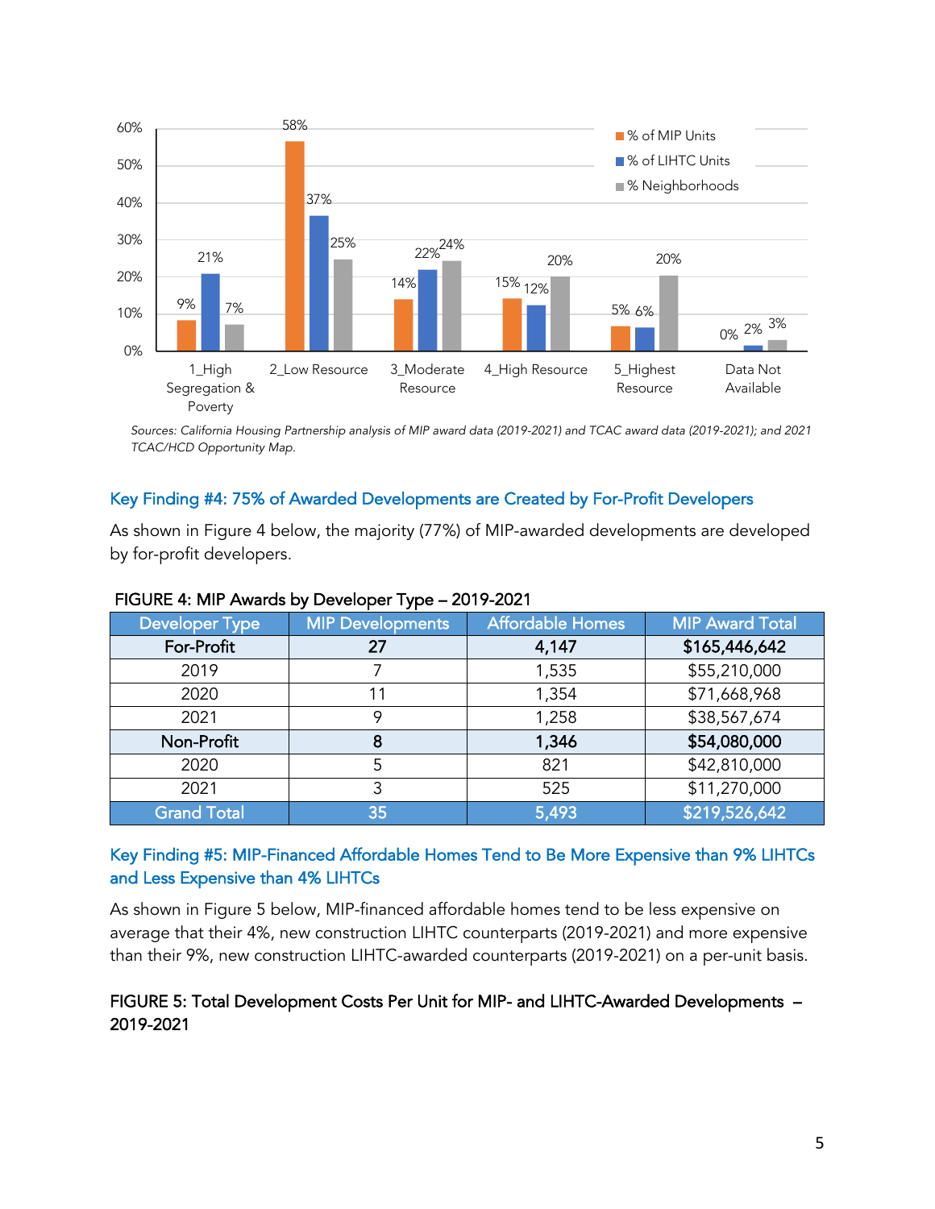| | % of MIP Units | % of LIHTC Units | % Neighborhoods |
|---|---|---|---|
| 1_High Segregation & Poverty | 9% | 21% | 7% |
| 2_Low Resource | 58% | 37% | 25% |
| 3_Moderate Resource | 14% | 22% | 24% |
| 4_High Resource | 15% | 12% | 20% |
| 5_Highest Resource | 5% | 6% | 20% |
| Data Not Available | 0% | 2% | 3% |

*Sources: California Housing Partnership analysis of MIP award data (2019-2021) and TCAC award data (2019-2021); and 2021 TCAC/HCD Opportunity Map.*

### Key Finding #4: 75% of Awarded Developments are Created by For-Profit Developers

As shown in Figure 4 below, the majority (77%) of MIP-awarded developments are developed by for-profit developers.

FIGURE 4: MIP Awards by Developer Type – 2019-2021

| Developer Type | MIP Developments | Affordable Homes | MIP Award Total |
|---|---|---|---|
| **For-Profit** | **27** | **4,147** | **$165,446,642** |
| 2019 | 7 | 1,535 | $55,210,000 |
| 2020 | 11 | 1,354 | $71,668,968 |
| 2021 | 9 | 1,258 | $38,567,674 |
| **Non-Profit** | **8** | **1,346** | **$54,080,000** |
| 2020 | 5 | 821 | $42,810,000 |
| 2021 | 3 | 525 | $11,270,000 |
| **Grand Total** | **35** | **5,493** | **$219,526,642** |

### Key Finding #5: MIP-Financed Affordable Homes Tend to Be More Expensive than 9% LIHTCs and Less Expensive than 4% LIHTCs

As shown in Figure 5 below, MIP-financed affordable homes tend to be less expensive on average that their 4%, new construction LIHTC counterparts (2019-2021) and more expensive than their 9%, new construction LIHTC-awarded counterparts (2019-2021) on a per-unit basis.

FIGURE 5: Total Development Costs Per Unit for MIP- and LIHTC-Awarded Developments – 2019-2021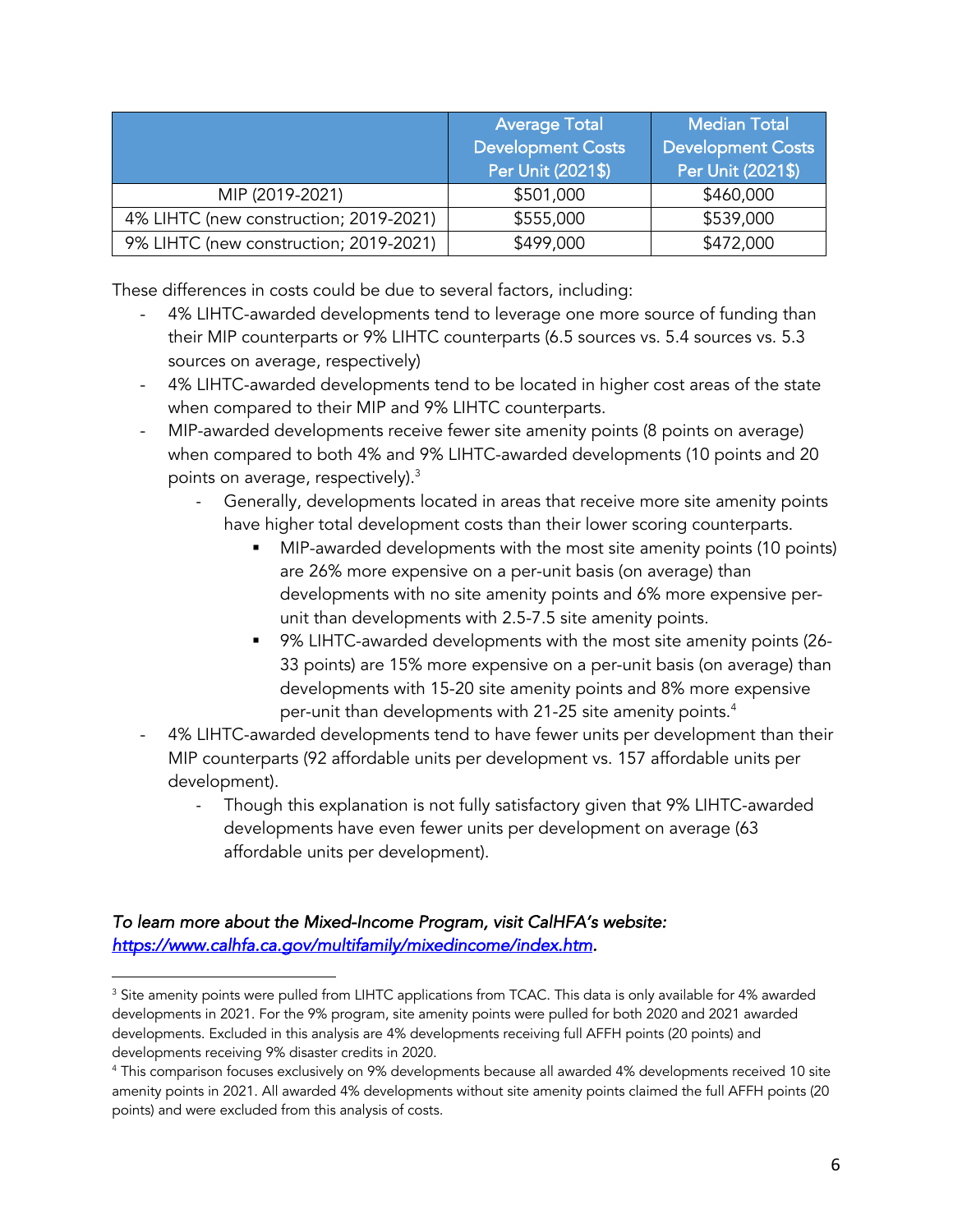| | Average Total Development Costs Per Unit (2021$) | Median Total Development Costs Per Unit (2021$) |
|---|---|---|
| MIP (2019-2021) | $501,000 | $460,000 |
| 4% LIHTC (new construction; 2019-2021) | $555,000 | $539,000 |
| 9% LIHTC (new construction; 2019-2021) | $499,000 | $472,000 |

These differences in costs could be due to several factors, including:

- 4% LIHTC-awarded developments tend to leverage one more source of funding than their MIP counterparts or 9% LIHTC counterparts (6.5 sources vs. 5.4 sources vs. 5.3 sources on average, respectively)
- 4% LIHTC-awarded developments tend to be located in higher cost areas of the state when compared to their MIP and 9% LIHTC counterparts.
- MIP-awarded developments receive fewer site amenity points (8 points on average) when compared to both 4% and 9% LIHTC-awarded developments (10 points and 20 points on average, respectively).[3]
    - Generally, developments located in areas that receive more site amenity points have higher total development costs than their lower scoring counterparts.
        - MIP-awarded developments with the most site amenity points (10 points) are 26% more expensive on a per-unit basis (on average) than developments with no site amenity points and 6% more expensive per-unit than developments with 2.5-7.5 site amenity points.
        - 9% LIHTC-awarded developments with the most site amenity points (26-33 points) are 15% more expensive on a per-unit basis (on average) than developments with 15-20 site amenity points and 8% more expensive per-unit than developments with 21-25 site amenity points.[4]
- 4% LIHTC-awarded developments tend to have fewer units per development than their MIP counterparts (92 affordable units per development vs. 157 affordable units per development).
    - Though this explanation is not fully satisfactory given that 9% LIHTC-awarded developments have even fewer units per development on average (63 affordable units per development).

*To learn more about the Mixed-Income Program, visit CalHFA's website: [https://www.calhfa.ca.gov/multifamily/mixedincome/index.htm](https://www.calhfa.ca.gov/multifamily/mixedincome/index.htm).*

---

[3] Site amenity points were pulled from LIHTC applications from TCAC. This data is only available for 4% awarded developments in 2021. For the 9% program, site amenity points were pulled for both 2020 and 2021 awarded developments. Excluded in this analysis are 4% developments receiving full AFFH points (20 points) and developments receiving 9% disaster credits in 2020.

[4] This comparison focuses exclusively on 9% developments because all awarded 4% developments received 10 site amenity points in 2021. All awarded 4% developments without site amenity points claimed the full AFFH points (20 points) and were excluded from this analysis of costs.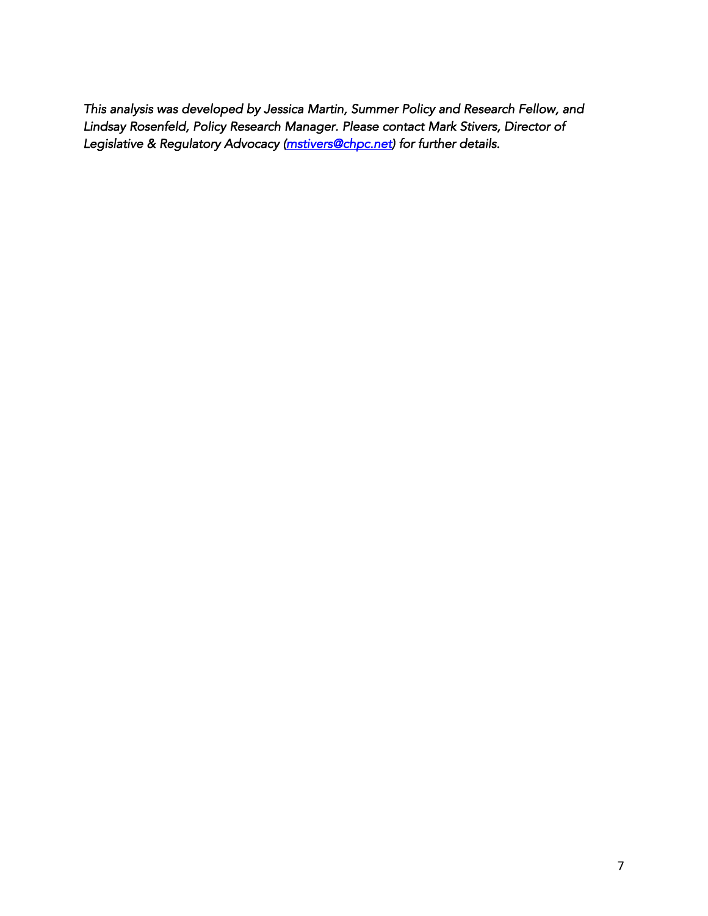*This analysis was developed by Jessica Martin, Summer Policy and Research Fellow, and Lindsay Rosenfeld, Policy Research Manager. Please contact Mark Stivers, Director of Legislative & Regulatory Advocacy ([mstivers@chpc.net](mailto:mstivers@chpc.net)) for further details.*